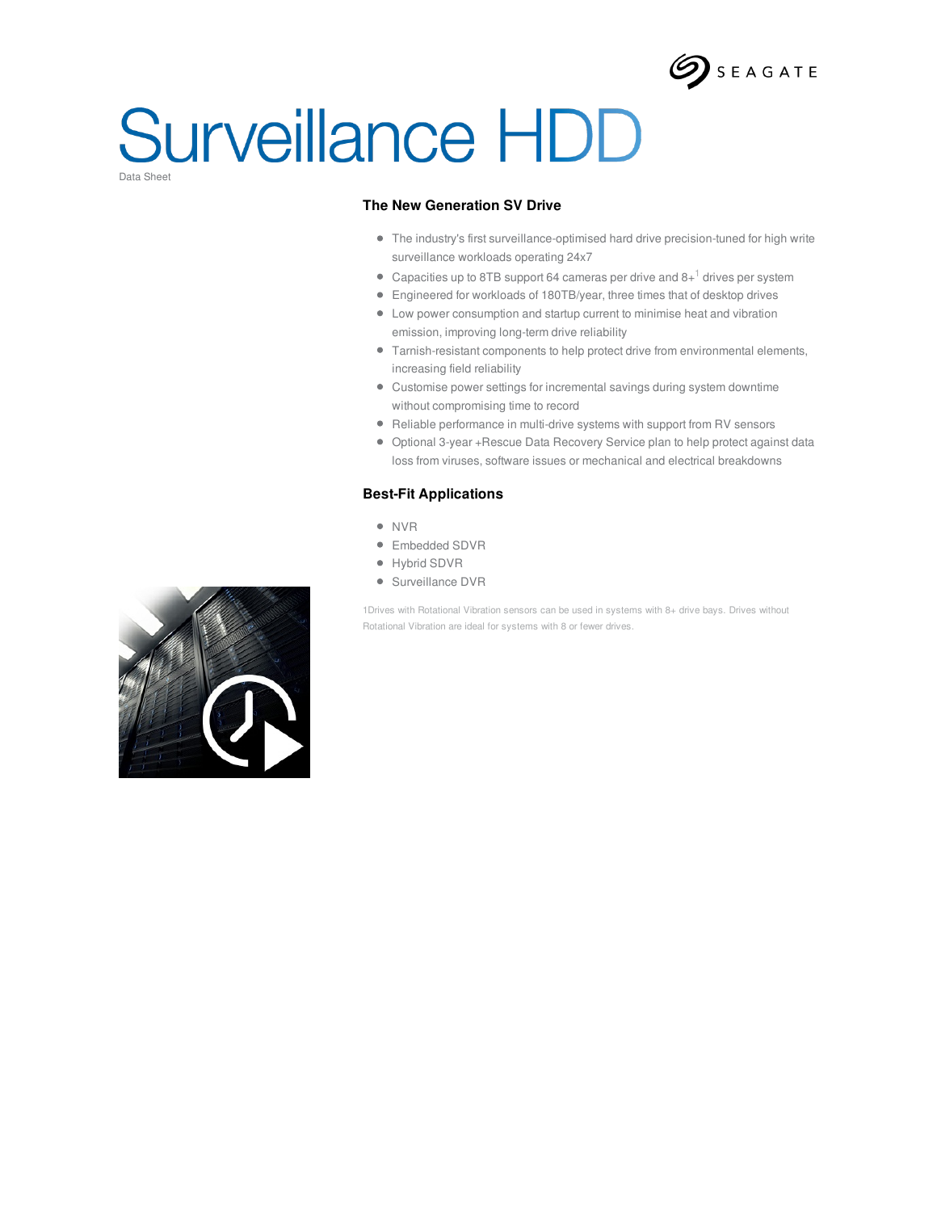# Surveillance HDD

Data Sheet

## The New Generation SV Drive

- The industry's first surveillance-optimised hard drive precision-tuned for high write surveillance workloads operating 24x7
- Capacities up to 8TB support 64 cameras per drive and 8+[1] drives per system
- Engineered for workloads of 180TB/year, three times that of desktop drives
- Low power consumption and startup current to minimise heat and vibration emission, improving long-term drive reliability
- Tarnish-resistant components to help protect drive from environmental elements, increasing field reliability
- Customise power settings for incremental savings during system downtime without compromising time to record
- Reliable performance in multi-drive systems with support from RV sensors
- Optional 3-year +Rescue Data Recovery Service plan to help protect against data loss from viruses, software issues or mechanical and electrical breakdowns

## Best-Fit Applications

- NVR
- Embedded SDVR
- Hybrid SDVR
- Surveillance DVR

1Drives with Rotational Vibration sensors can be used in systems with 8+ drive bays. Drives without Rotational Vibration are ideal for systems with 8 or fewer drives.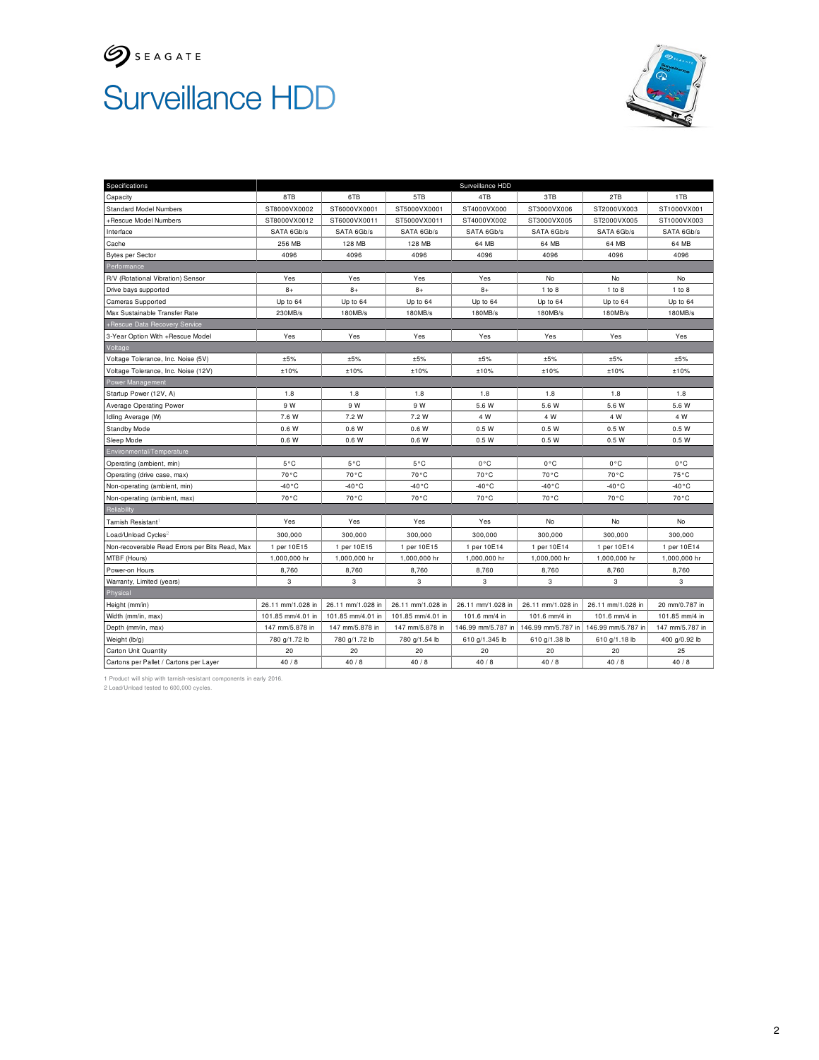SEAGATE

# Surveillance HDD

| Specifications | Surveillance HDD | | | | | | |
|---|---|---|---|---|---|---|---|
| Capacity | 8TB | 6TB | 5TB | 4TB | 3TB | 2TB | 1TB |
| Standard Model Numbers | ST8000VX0002 | ST6000VX0001 | ST5000VX0001 | ST4000VX000 | ST3000VX006 | ST2000VX003 | ST1000VX001 |
| +Rescue Model Numbers | ST8000VX0012 | ST6000VX0011 | ST5000VX0011 | ST4000VX002 | ST3000VX005 | ST2000VX005 | ST1000VX003 |
| Interface | SATA 6Gb/s | SATA 6Gb/s | SATA 6Gb/s | SATA 6Gb/s | SATA 6Gb/s | SATA 6Gb/s | SATA 6Gb/s |
| Cache | 256 MB | 128 MB | 128 MB | 64 MB | 64 MB | 64 MB | 64 MB |
| Bytes per Sector | 4096 | 4096 | 4096 | 4096 | 4096 | 4096 | 4096 |
| **Performance** | | | | | | | |
| R/V (Rotational Vibration) Sensor | Yes | Yes | Yes | Yes | No | No | No |
| Drive bays supported | 8+ | 8+ | 8+ | 8+ | 1 to 8 | 1 to 8 | 1 to 8 |
| Cameras Supported | Up to 64 | Up to 64 | Up to 64 | Up to 64 | Up to 64 | Up to 64 | Up to 64 |
| Max Sustainable Transfer Rate | 230MB/s | 180MB/s | 180MB/s | 180MB/s | 180MB/s | 180MB/s | 180MB/s |
| **+Rescue Data Recovery Service** | | | | | | | |
| 3-Year Option With +Rescue Model | Yes | Yes | Yes | Yes | Yes | Yes | Yes |
| **Voltage** | | | | | | | |
| Voltage Tolerance, Inc. Noise (5V) | ±5% | ±5% | ±5% | ±5% | ±5% | ±5% | ±5% |
| Voltage Tolerance, Inc. Noise (12V) | ±10% | ±10% | ±10% | ±10% | ±10% | ±10% | ±10% |
| **Power Management** | | | | | | | |
| Startup Power (12V, A) | 1.8 | 1.8 | 1.8 | 1.8 | 1.8 | 1.8 | 1.8 |
| Average Operating Power | 9 W | 9 W | 9 W | 5.6 W | 5.6 W | 5.6 W | 5.6 W |
| Idling Average (W) | 7.6 W | 7.2 W | 7.2 W | 4 W | 4 W | 4 W | 4 W |
| Standby Mode | 0.6 W | 0.6 W | 0.6 W | 0.5 W | 0.5 W | 0.5 W | 0.5 W |
| Sleep Mode | 0.6 W | 0.6 W | 0.6 W | 0.5 W | 0.5 W | 0.5 W | 0.5 W |
| **Environmental/Temperature** | | | | | | | |
| Operating (ambient, min) | 5°C | 5°C | 5°C | 0°C | 0°C | 0°C | 0°C |
| Operating (drive case, max) | 70°C | 70°C | 70°C | 70°C | 70°C | 70°C | 75°C |
| Non-operating (ambient, min) | -40°C | -40°C | -40°C | -40°C | -40°C | -40°C | -40°C |
| Non-operating (ambient, max) | 70°C | 70°C | 70°C | 70°C | 70°C | 70°C | 70°C |
| **Reliability** | | | | | | | |
| Tarnish Resistant[1] | Yes | Yes | Yes | Yes | No | No | No |
| Load/Unload Cycles[2] | 300,000 | 300,000 | 300,000 | 300,000 | 300,000 | 300,000 | 300,000 |
| Non-recoverable Read Errors per Bits Read, Max | 1 per 10E15 | 1 per 10E15 | 1 per 10E15 | 1 per 10E14 | 1 per 10E14 | 1 per 10E14 | 1 per 10E14 |
| MTBF (Hours) | 1,000,000 hr | 1,000,000 hr | 1,000,000 hr | 1,000,000 hr | 1,000,000 hr | 1,000,000 hr | 1,000,000 hr |
| Power-on Hours | 8,760 | 8,760 | 8,760 | 8,760 | 8,760 | 8,760 | 8,760 |
| Warranty, Limited (years) | 3 | 3 | 3 | 3 | 3 | 3 | 3 |
| **Physical** | | | | | | | |
| Height (mm/in) | 26.11 mm/1.028 in | 26.11 mm/1.028 in | 26.11 mm/1.028 in | 26.11 mm/1.028 in | 26.11 mm/1.028 in | 26.11 mm/1.028 in | 20 mm/0.787 in |
| Width (mm/in, max) | 101.85 mm/4.01 in | 101.85 mm/4.01 in | 101.85 mm/4.01 in | 101.6 mm/4 in | 101.6 mm/4 in | 101.6 mm/4 in | 101.85 mm/4 in |
| Depth (mm/in, max) | 147 mm/5.878 in | 147 mm/5.878 in | 147 mm/5.878 in | 146.99 mm/5.787 in | 146.99 mm/5.787 in | 146.99 mm/5.787 in | 147 mm/5.787 in |
| Weight (lb/g) | 780 g/1.72 lb | 780 g/1.72 lb | 780 g/1.54 lb | 610 g/1.345 lb | 610 g/1.38 lb | 610 g/1.18 lb | 400 g/0.92 lb |
| Carton Unit Quantity | 20 | 20 | 20 | 20 | 20 | 20 | 25 |
| Cartons per Pallet / Cartons per Layer | 40 / 8 | 40 / 8 | 40 / 8 | 40 / 8 | 40 / 8 | 40 / 8 | 40 / 8 |

1 Product will ship with tarnish-resistant components in early 2016.
2 Load/Unload tested to 600,000 cycles.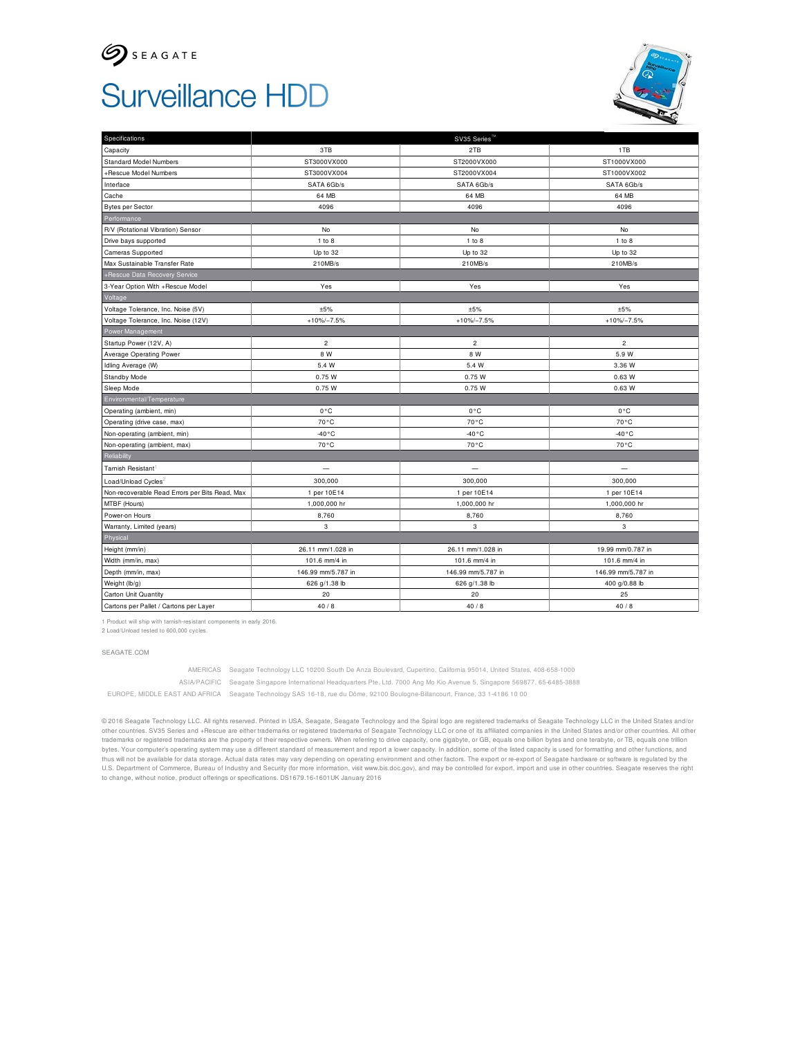SEAGATE

# Surveillance HDD

| Specifications | SV35 Series™ | | |
|---|---|---|---|
| Capacity | 3TB | 2TB | 1TB |
| Standard Model Numbers | ST3000VX000 | ST2000VX000 | ST1000VX000 |
| +Rescue Model Numbers | ST3000VX004 | ST2000VX004 | ST1000VX002 |
| Interface | SATA 6Gb/s | SATA 6Gb/s | SATA 6Gb/s |
| Cache | 64 MB | 64 MB | 64 MB |
| Bytes per Sector | 4096 | 4096 | 4096 |
| **Performance** | | | |
| R/V (Rotational Vibration) Sensor | No | No | No |
| Drive bays supported | 1 to 8 | 1 to 8 | 1 to 8 |
| Cameras Supported | Up to 32 | Up to 32 | Up to 32 |
| Max Sustainable Transfer Rate | 210MB/s | 210MB/s | 210MB/s |
| **+Rescue Data Recovery Service** | | | |
| 3-Year Option With +Rescue Model | Yes | Yes | Yes |
| **Voltage** | | | |
| Voltage Tolerance, Inc. Noise (5V) | ±5% | ±5% | ±5% |
| Voltage Tolerance, Inc. Noise (12V) | +10%/–7.5% | +10%/–7.5% | +10%/–7.5% |
| **Power Management** | | | |
| Startup Power (12V, A) | 2 | 2 | 2 |
| Average Operating Power | 8 W | 8 W | 5.9 W |
| Idling Average (W) | 5.4 W | 5.4 W | 3.36 W |
| Standby Mode | 0.75 W | 0.75 W | 0.63 W |
| Sleep Mode | 0.75 W | 0.75 W | 0.63 W |
| **Environmental/Temperature** | | | |
| Operating (ambient, min) | 0°C | 0°C | 0°C |
| Operating (drive case, max) | 70°C | 70°C | 70°C |
| Non-operating (ambient, min) | -40°C | -40°C | -40°C |
| Non-operating (ambient, max) | 70°C | 70°C | 70°C |
| **Reliability** | | | |
| Tarnish Resistant[1] | — | — | — |
| Load/Unload Cycles[2] | 300,000 | 300,000 | 300,000 |
| Non-recoverable Read Errors per Bits Read, Max | 1 per 10E14 | 1 per 10E14 | 1 per 10E14 |
| MTBF (Hours) | 1,000,000 hr | 1,000,000 hr | 1,000,000 hr |
| Power-on Hours | 8,760 | 8,760 | 8,760 |
| Warranty, Limited (years) | 3 | 3 | 3 |
| **Physical** | | | |
| Height (mm/in) | 26.11 mm/1.028 in | 26.11 mm/1.028 in | 19.99 mm/0.787 in |
| Width (mm/in, max) | 101.6 mm/4 in | 101.6 mm/4 in | 101.6 mm/4 in |
| Depth (mm/in, max) | 146.99 mm/5.787 in | 146.99 mm/5.787 in | 146.99 mm/5.787 in |
| Weight (lb/g) | 626 g/1.38 lb | 626 g/1.38 lb | 400 g/0.88 lb |
| Carton Unit Quantity | 20 | 20 | 25 |
| Cartons per Pallet / Cartons per Layer | 40 / 8 | 40 / 8 | 40 / 8 |

1 Product will ship with tarnish-resistant components in early 2016.
2 Load/Unload tested to 600,000 cycles.

SEAGATE.COM

AMERICAS Seagate Technology LLC 10200 South De Anza Boulevard, Cupertino, California 95014, United States, 408-658-1000
ASIA/PACIFIC Seagate Singapore International Headquarters Pte. Ltd. 7000 Ang Mo Kio Avenue 5, Singapore 569877, 65-6485-3888
EUROPE, MIDDLE EAST AND AFRICA Seagate Technology SAS 16-18, rue du Dôme, 92100 Boulogne-Billancourt, France, 33 1-4186 10 00

© 2016 Seagate Technology LLC. All rights reserved. Printed in USA. Seagate, Seagate Technology and the Spiral logo are registered trademarks of Seagate Technology LLC in the United States and/or other countries. SV35 Series and +Rescue are either trademarks or registered trademarks of Seagate Technology LLC or one of its affiliated companies in the United States and/or other countries. All other trademarks or registered trademarks are the property of their respective owners. When referring to drive capacity, one gigabyte, or GB, equals one billion bytes and one terabyte, or TB, equals one trillion bytes. Your computer's operating system may use a different standard of measurement and report a lower capacity. In addition, some of the listed capacity is used for formatting and other functions, and thus will not be available for data storage. Actual data rates may vary depending on operating environment and other factors. The export or re-export of Seagate hardware or software is regulated by the U.S. Department of Commerce, Bureau of Industry and Security (for more information, visit www.bis.doc.gov), and may be controlled for export, import and use in other countries. Seagate reserves the right to change, without notice, product offerings or specifications. DS1679.16-1601UK January 2016